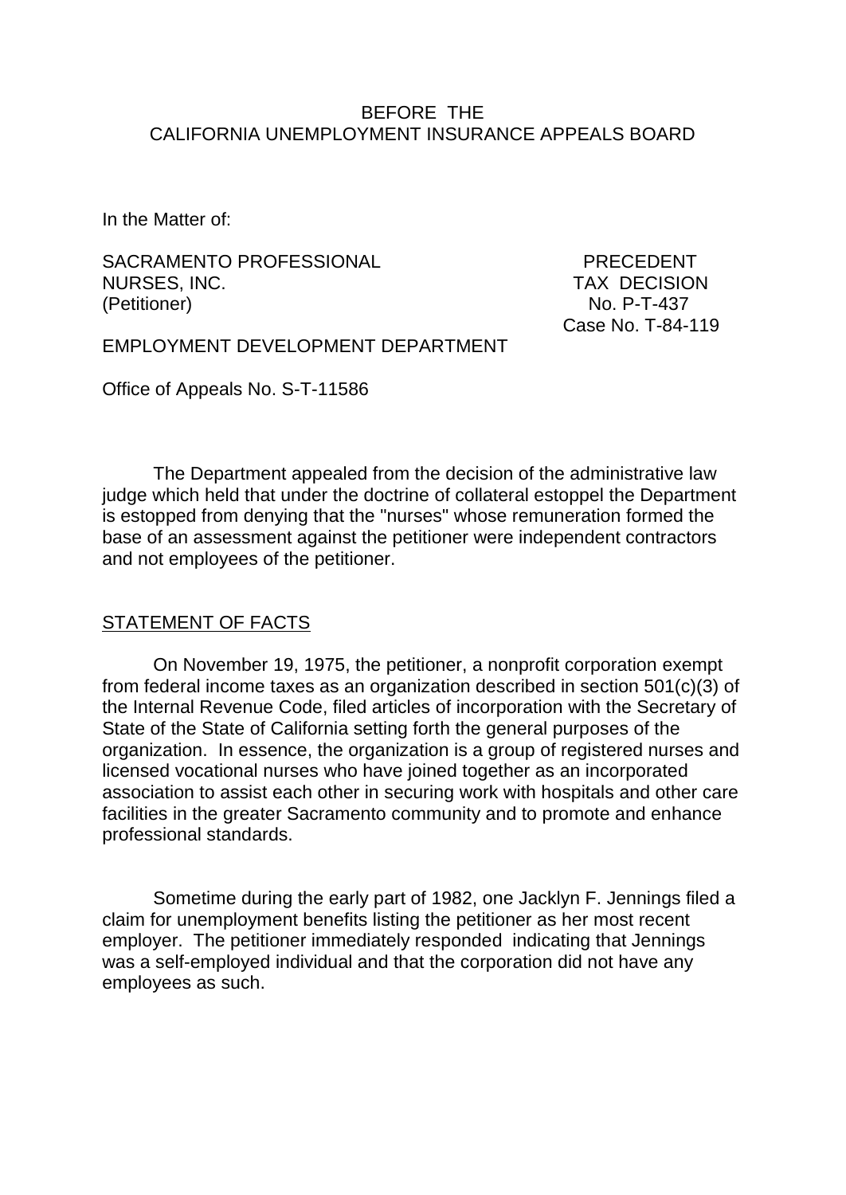BEFORE THE
CALIFORNIA UNEMPLOYMENT INSURANCE APPEALS BOARD

In the Matter of:

SACRAMENTO PROFESSIONAL NURSES, INC.
(Petitioner)

PRECEDENT
TAX DECISION
No. P-T-437
Case No. T-84-119

EMPLOYMENT DEVELOPMENT DEPARTMENT

Office of Appeals No. S-T-11586

The Department appealed from the decision of the administrative law judge which held that under the doctrine of collateral estoppel the Department is estopped from denying that the "nurses" whose remuneration formed the base of an assessment against the petitioner were independent contractors and not employees of the petitioner.

STATEMENT OF FACTS

On November 19, 1975, the petitioner, a nonprofit corporation exempt from federal income taxes as an organization described in section 501(c)(3) of the Internal Revenue Code, filed articles of incorporation with the Secretary of State of the State of California setting forth the general purposes of the organization. In essence, the organization is a group of registered nurses and licensed vocational nurses who have joined together as an incorporated association to assist each other in securing work with hospitals and other care facilities in the greater Sacramento community and to promote and enhance professional standards.

Sometime during the early part of 1982, one Jacklyn F. Jennings filed a claim for unemployment benefits listing the petitioner as her most recent employer. The petitioner immediately responded indicating that Jennings was a self-employed individual and that the corporation did not have any employees as such.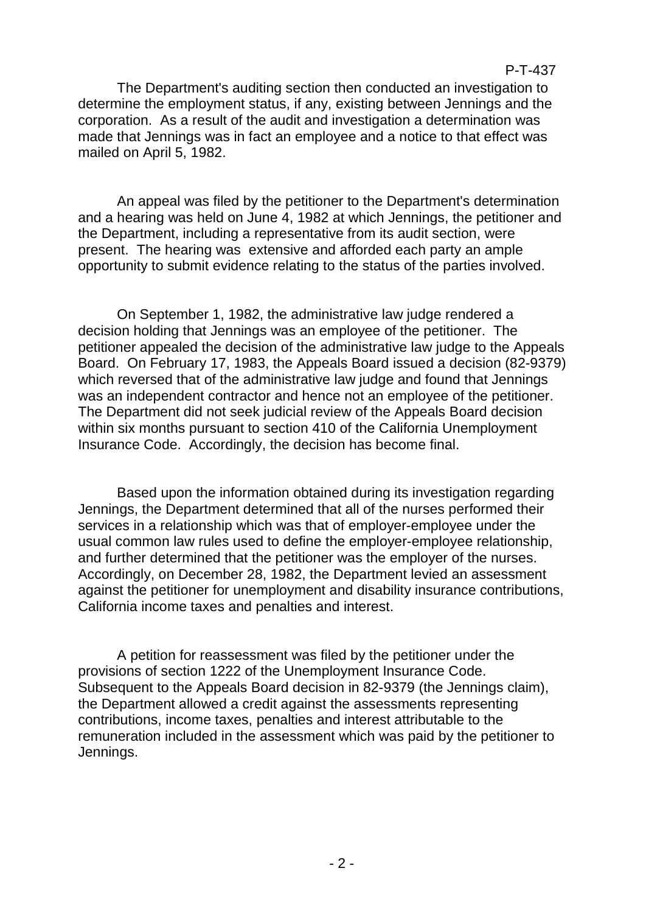The Department's auditing section then conducted an investigation to determine the employment status, if any, existing between Jennings and the corporation. As a result of the audit and investigation a determination was made that Jennings was in fact an employee and a notice to that effect was mailed on April 5, 1982.

An appeal was filed by the petitioner to the Department's determination and a hearing was held on June 4, 1982 at which Jennings, the petitioner and the Department, including a representative from its audit section, were present. The hearing was extensive and afforded each party an ample opportunity to submit evidence relating to the status of the parties involved.

On September 1, 1982, the administrative law judge rendered a decision holding that Jennings was an employee of the petitioner. The petitioner appealed the decision of the administrative law judge to the Appeals Board. On February 17, 1983, the Appeals Board issued a decision (82-9379) which reversed that of the administrative law judge and found that Jennings was an independent contractor and hence not an employee of the petitioner. The Department did not seek judicial review of the Appeals Board decision within six months pursuant to section 410 of the California Unemployment Insurance Code. Accordingly, the decision has become final.

Based upon the information obtained during its investigation regarding Jennings, the Department determined that all of the nurses performed their services in a relationship which was that of employer-employee under the usual common law rules used to define the employer-employee relationship, and further determined that the petitioner was the employer of the nurses. Accordingly, on December 28, 1982, the Department levied an assessment against the petitioner for unemployment and disability insurance contributions, California income taxes and penalties and interest.

A petition for reassessment was filed by the petitioner under the provisions of section 1222 of the Unemployment Insurance Code. Subsequent to the Appeals Board decision in 82-9379 (the Jennings claim), the Department allowed a credit against the assessments representing contributions, income taxes, penalties and interest attributable to the remuneration included in the assessment which was paid by the petitioner to Jennings.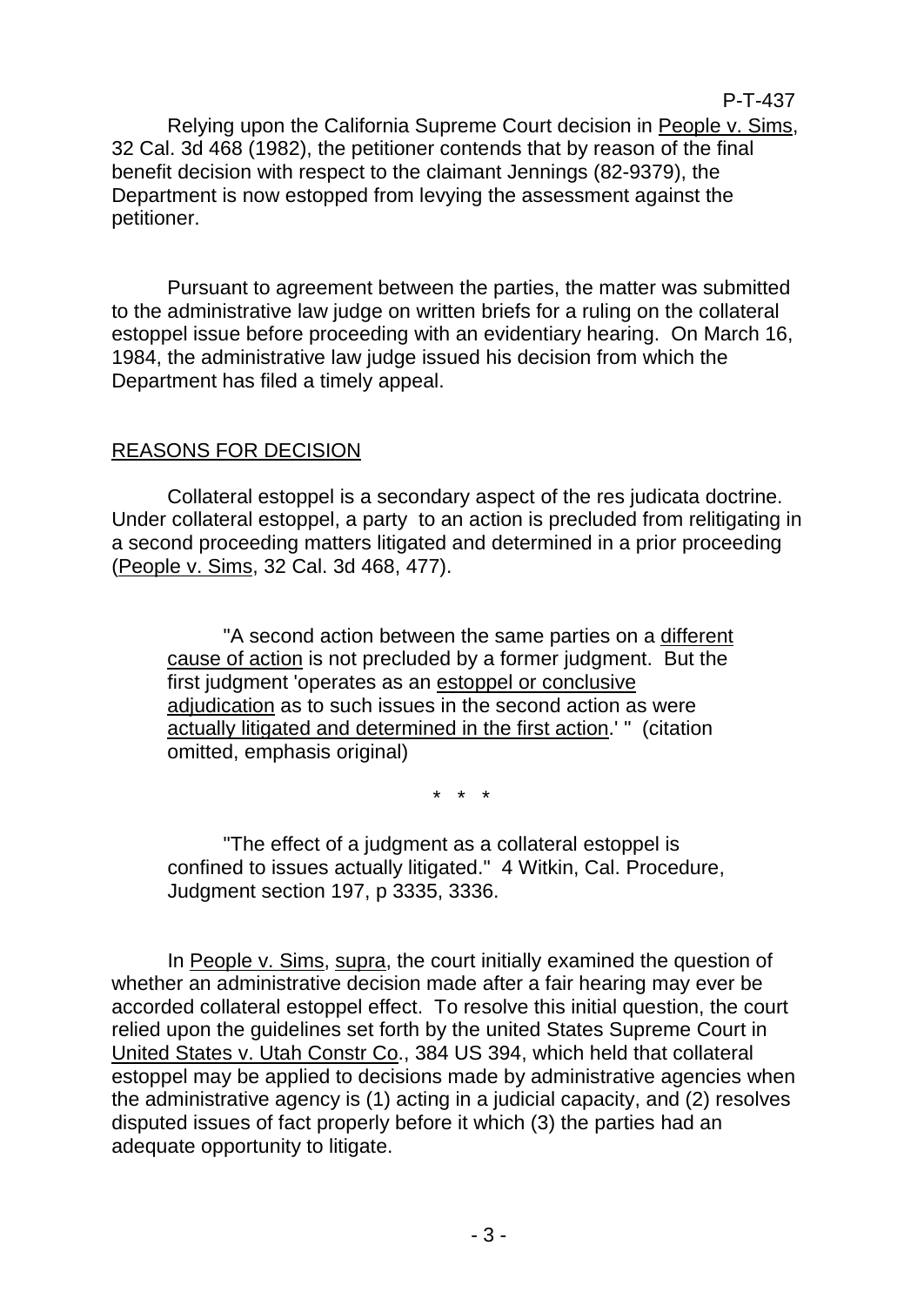P-T-437

Relying upon the California Supreme Court decision in People v. Sims, 32 Cal. 3d 468 (1982), the petitioner contends that by reason of the final benefit decision with respect to the claimant Jennings (82-9379), the Department is now estopped from levying the assessment against the petitioner.

Pursuant to agreement between the parties, the matter was submitted to the administrative law judge on written briefs for a ruling on the collateral estoppel issue before proceeding with an evidentiary hearing. On March 16, 1984, the administrative law judge issued his decision from which the Department has filed a timely appeal.

## REASONS FOR DECISION

Collateral estoppel is a secondary aspect of the res judicata doctrine. Under collateral estoppel, a party to an action is precluded from relitigating in a second proceeding matters litigated and determined in a prior proceeding (People v. Sims, 32 Cal. 3d 468, 477).

> "A second action between the same parties on a different cause of action is not precluded by a former judgment. But the first judgment 'operates as an estoppel or conclusive adjudication as to such issues in the second action as were actually litigated and determined in the first action.' " (citation omitted, emphasis original)
>
> \* \* \*
>
> "The effect of a judgment as a collateral estoppel is confined to issues actually litigated." 4 Witkin, Cal. Procedure, Judgment section 197, p 3335, 3336.

In People v. Sims, supra, the court initially examined the question of whether an administrative decision made after a fair hearing may ever be accorded collateral estoppel effect. To resolve this initial question, the court relied upon the guidelines set forth by the united States Supreme Court in United States v. Utah Constr Co., 384 US 394, which held that collateral estoppel may be applied to decisions made by administrative agencies when the administrative agency is (1) acting in a judicial capacity, and (2) resolves disputed issues of fact properly before it which (3) the parties had an adequate opportunity to litigate.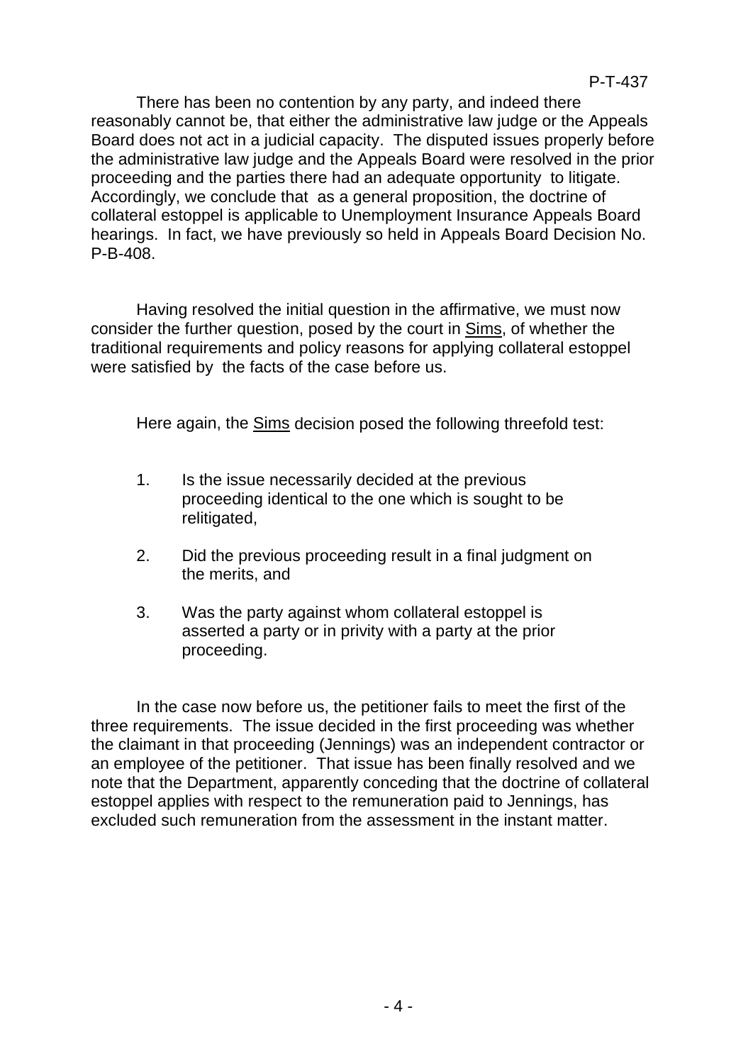There has been no contention by any party, and indeed there reasonably cannot be, that either the administrative law judge or the Appeals Board does not act in a judicial capacity. The disputed issues properly before the administrative law judge and the Appeals Board were resolved in the prior proceeding and the parties there had an adequate opportunity to litigate. Accordingly, we conclude that as a general proposition, the doctrine of collateral estoppel is applicable to Unemployment Insurance Appeals Board hearings. In fact, we have previously so held in Appeals Board Decision No. P-B-408.

Having resolved the initial question in the affirmative, we must now consider the further question, posed by the court in Sims, of whether the traditional requirements and policy reasons for applying collateral estoppel were satisfied by the facts of the case before us.

Here again, the Sims decision posed the following threefold test:

1. Is the issue necessarily decided at the previous proceeding identical to the one which is sought to be relitigated,
2. Did the previous proceeding result in a final judgment on the merits, and
3. Was the party against whom collateral estoppel is asserted a party or in privity with a party at the prior proceeding.

In the case now before us, the petitioner fails to meet the first of the three requirements. The issue decided in the first proceeding was whether the claimant in that proceeding (Jennings) was an independent contractor or an employee of the petitioner. That issue has been finally resolved and we note that the Department, apparently conceding that the doctrine of collateral estoppel applies with respect to the remuneration paid to Jennings, has excluded such remuneration from the assessment in the instant matter.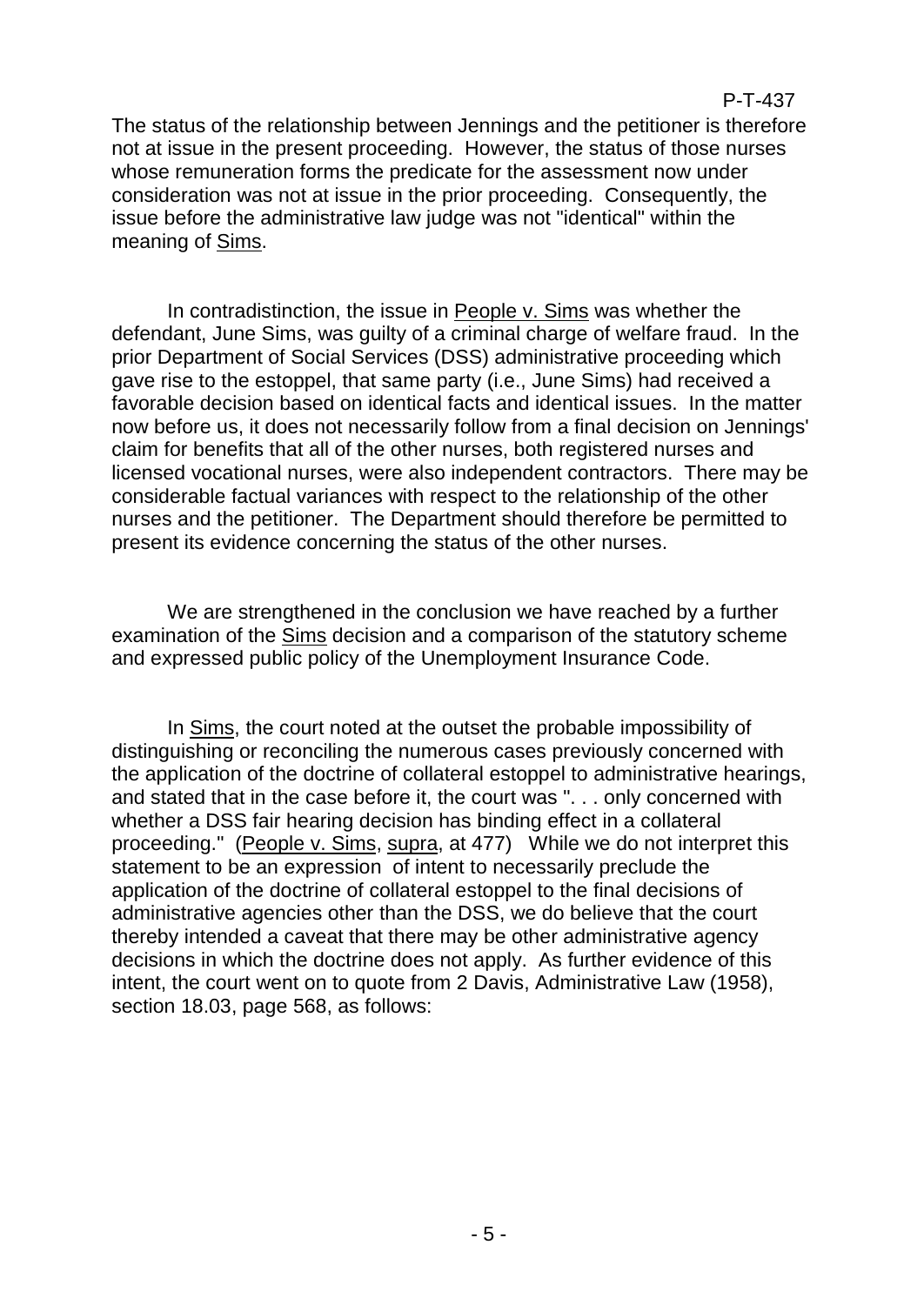The status of the relationship between Jennings and the petitioner is therefore not at issue in the present proceeding. However, the status of those nurses whose remuneration forms the predicate for the assessment now under consideration was not at issue in the prior proceeding. Consequently, the issue before the administrative law judge was not "identical" within the meaning of Sims.

In contradistinction, the issue in People v. Sims was whether the defendant, June Sims, was guilty of a criminal charge of welfare fraud. In the prior Department of Social Services (DSS) administrative proceeding which gave rise to the estoppel, that same party (i.e., June Sims) had received a favorable decision based on identical facts and identical issues. In the matter now before us, it does not necessarily follow from a final decision on Jennings' claim for benefits that all of the other nurses, both registered nurses and licensed vocational nurses, were also independent contractors. There may be considerable factual variances with respect to the relationship of the other nurses and the petitioner. The Department should therefore be permitted to present its evidence concerning the status of the other nurses.

We are strengthened in the conclusion we have reached by a further examination of the Sims decision and a comparison of the statutory scheme and expressed public policy of the Unemployment Insurance Code.

In Sims, the court noted at the outset the probable impossibility of distinguishing or reconciling the numerous cases previously concerned with the application of the doctrine of collateral estoppel to administrative hearings, and stated that in the case before it, the court was ". . . only concerned with whether a DSS fair hearing decision has binding effect in a collateral proceeding." (People v. Sims, supra, at 477) While we do not interpret this statement to be an expression of intent to necessarily preclude the application of the doctrine of collateral estoppel to the final decisions of administrative agencies other than the DSS, we do believe that the court thereby intended a caveat that there may be other administrative agency decisions in which the doctrine does not apply. As further evidence of this intent, the court went on to quote from 2 Davis, Administrative Law (1958), section 18.03, page 568, as follows: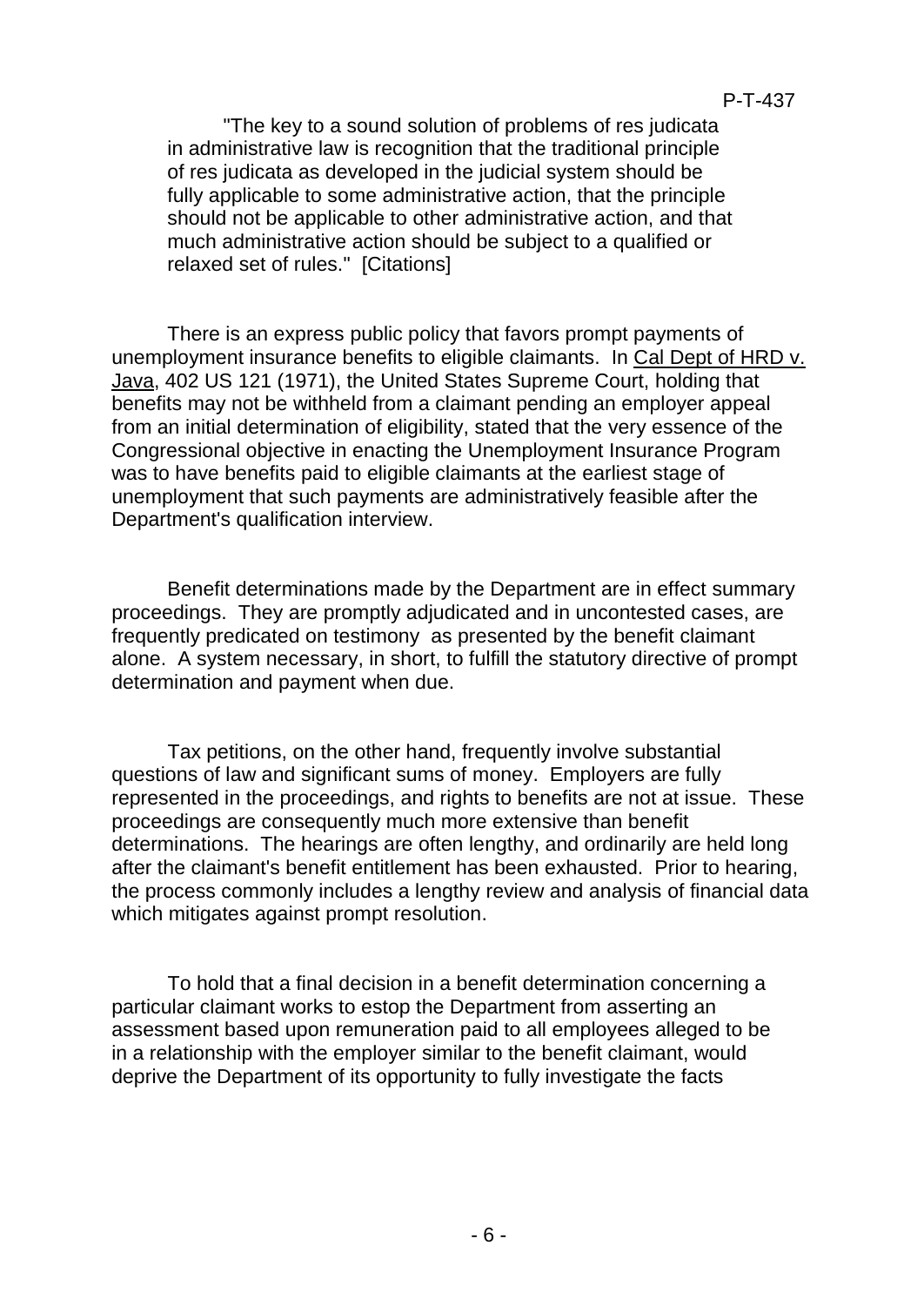> "The key to a sound solution of problems of res judicata in administrative law is recognition that the traditional principle of res judicata as developed in the judicial system should be fully applicable to some administrative action, that the principle should not be applicable to other administrative action, and that much administrative action should be subject to a qualified or relaxed set of rules." [Citations]

There is an express public policy that favors prompt payments of unemployment insurance benefits to eligible claimants. In Cal Dept of HRD v. Java, 402 US 121 (1971), the United States Supreme Court, holding that benefits may not be withheld from a claimant pending an employer appeal from an initial determination of eligibility, stated that the very essence of the Congressional objective in enacting the Unemployment Insurance Program was to have benefits paid to eligible claimants at the earliest stage of unemployment that such payments are administratively feasible after the Department's qualification interview.

Benefit determinations made by the Department are in effect summary proceedings. They are promptly adjudicated and in uncontested cases, are frequently predicated on testimony as presented by the benefit claimant alone. A system necessary, in short, to fulfill the statutory directive of prompt determination and payment when due.

Tax petitions, on the other hand, frequently involve substantial questions of law and significant sums of money. Employers are fully represented in the proceedings, and rights to benefits are not at issue. These proceedings are consequently much more extensive than benefit determinations. The hearings are often lengthy, and ordinarily are held long after the claimant's benefit entitlement has been exhausted. Prior to hearing, the process commonly includes a lengthy review and analysis of financial data which mitigates against prompt resolution.

To hold that a final decision in a benefit determination concerning a particular claimant works to estop the Department from asserting an assessment based upon remuneration paid to all employees alleged to be in a relationship with the employer similar to the benefit claimant, would deprive the Department of its opportunity to fully investigate the facts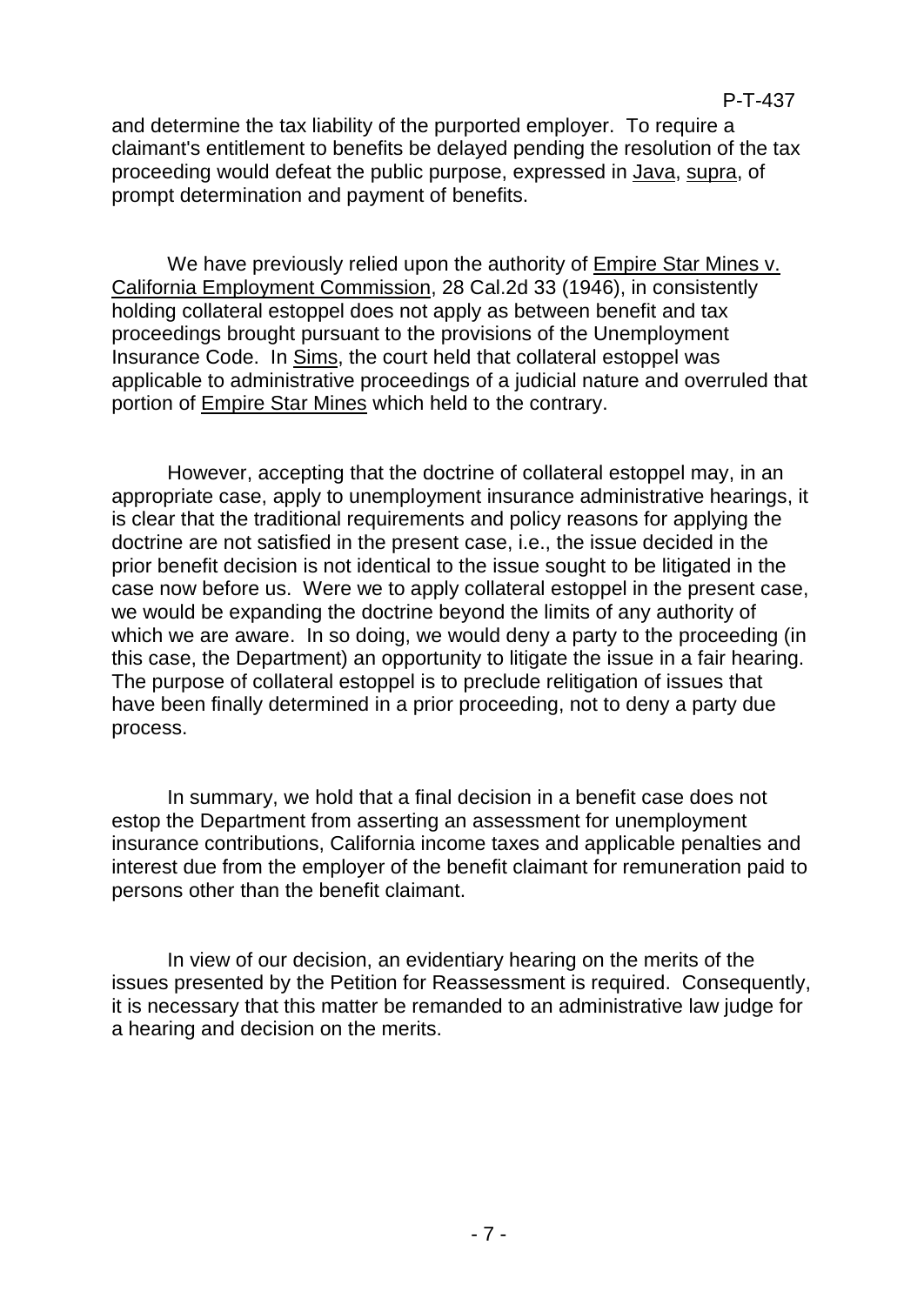and determine the tax liability of the purported employer. To require a claimant's entitlement to benefits be delayed pending the resolution of the tax proceeding would defeat the public purpose, expressed in Java, supra, of prompt determination and payment of benefits.

We have previously relied upon the authority of Empire Star Mines v. California Employment Commission, 28 Cal.2d 33 (1946), in consistently holding collateral estoppel does not apply as between benefit and tax proceedings brought pursuant to the provisions of the Unemployment Insurance Code. In Sims, the court held that collateral estoppel was applicable to administrative proceedings of a judicial nature and overruled that portion of Empire Star Mines which held to the contrary.

However, accepting that the doctrine of collateral estoppel may, in an appropriate case, apply to unemployment insurance administrative hearings, it is clear that the traditional requirements and policy reasons for applying the doctrine are not satisfied in the present case, i.e., the issue decided in the prior benefit decision is not identical to the issue sought to be litigated in the case now before us. Were we to apply collateral estoppel in the present case, we would be expanding the doctrine beyond the limits of any authority of which we are aware. In so doing, we would deny a party to the proceeding (in this case, the Department) an opportunity to litigate the issue in a fair hearing. The purpose of collateral estoppel is to preclude relitigation of issues that have been finally determined in a prior proceeding, not to deny a party due process.

In summary, we hold that a final decision in a benefit case does not estop the Department from asserting an assessment for unemployment insurance contributions, California income taxes and applicable penalties and interest due from the employer of the benefit claimant for remuneration paid to persons other than the benefit claimant.

In view of our decision, an evidentiary hearing on the merits of the issues presented by the Petition for Reassessment is required. Consequently, it is necessary that this matter be remanded to an administrative law judge for a hearing and decision on the merits.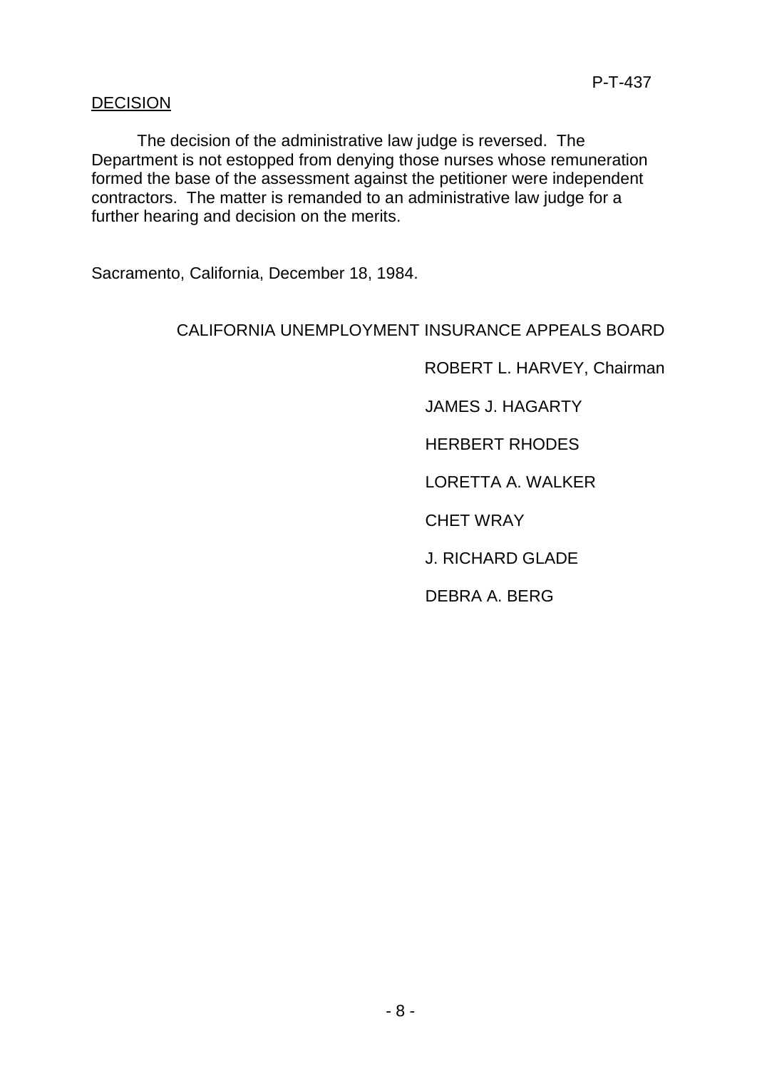## DECISION

The decision of the administrative law judge is reversed. The Department is not estopped from denying those nurses whose remuneration formed the base of the assessment against the petitioner were independent contractors. The matter is remanded to an administrative law judge for a further hearing and decision on the merits.

Sacramento, California, December 18, 1984.

CALIFORNIA UNEMPLOYMENT INSURANCE APPEALS BOARD

ROBERT L. HARVEY, Chairman

JAMES J. HAGARTY

HERBERT RHODES

LORETTA A. WALKER

CHET WRAY

J. RICHARD GLADE

DEBRA A. BERG